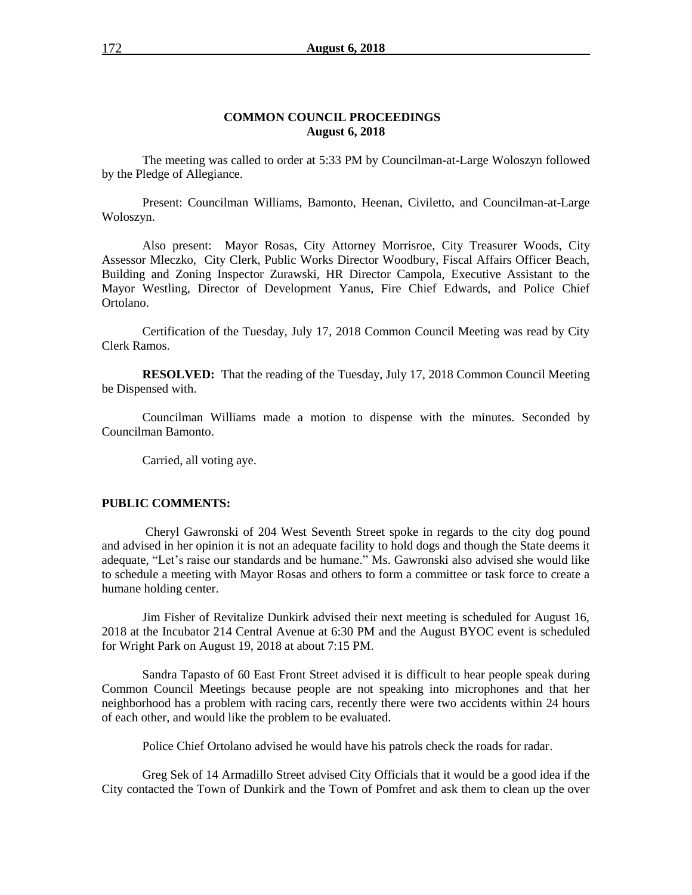**COMMON COUNCIL PROCEEDINGS**
**August 6, 2018**

The meeting was called to order at 5:33 PM by Councilman-at-Large Woloszyn followed by the Pledge of Allegiance.

Present: Councilman Williams, Bamonto, Heenan, Civiletto, and Councilman-at-Large Woloszyn.

Also present: Mayor Rosas, City Attorney Morrisroe, City Treasurer Woods, City Assessor Mleczko, City Clerk, Public Works Director Woodbury, Fiscal Affairs Officer Beach, Building and Zoning Inspector Zurawski, HR Director Campola, Executive Assistant to the Mayor Westling, Director of Development Yanus, Fire Chief Edwards, and Police Chief Ortolano.

Certification of the Tuesday, July 17, 2018 Common Council Meeting was read by City Clerk Ramos.

**RESOLVED:** That the reading of the Tuesday, July 17, 2018 Common Council Meeting be Dispensed with.

Councilman Williams made a motion to dispense with the minutes. Seconded by Councilman Bamonto.

Carried, all voting aye.

**PUBLIC COMMENTS:**

Cheryl Gawronski of 204 West Seventh Street spoke in regards to the city dog pound and advised in her opinion it is not an adequate facility to hold dogs and though the State deems it adequate, "Let's raise our standards and be humane." Ms. Gawronski also advised she would like to schedule a meeting with Mayor Rosas and others to form a committee or task force to create a humane holding center.

Jim Fisher of Revitalize Dunkirk advised their next meeting is scheduled for August 16, 2018 at the Incubator 214 Central Avenue at 6:30 PM and the August BYOC event is scheduled for Wright Park on August 19, 2018 at about 7:15 PM.

Sandra Tapasto of 60 East Front Street advised it is difficult to hear people speak during Common Council Meetings because people are not speaking into microphones and that her neighborhood has a problem with racing cars, recently there were two accidents within 24 hours of each other, and would like the problem to be evaluated.

Police Chief Ortolano advised he would have his patrols check the roads for radar.

Greg Sek of 14 Armadillo Street advised City Officials that it would be a good idea if the City contacted the Town of Dunkirk and the Town of Pomfret and ask them to clean up the over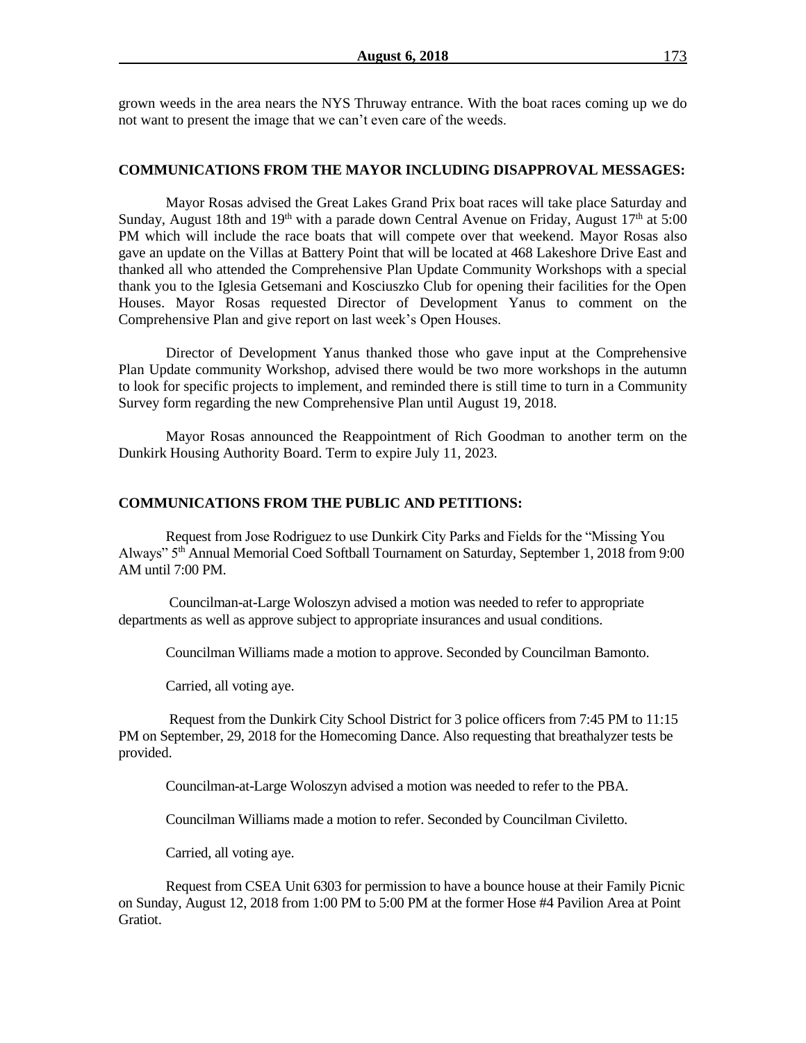grown weeds in the area nears the NYS Thruway entrance. With the boat races coming up we do not want to present the image that we can't even care of the weeds.

**COMMUNICATIONS FROM THE MAYOR INCLUDING DISAPPROVAL MESSAGES:**

Mayor Rosas advised the Great Lakes Grand Prix boat races will take place Saturday and Sunday, August 18th and 19th with a parade down Central Avenue on Friday, August 17th at 5:00 PM which will include the race boats that will compete over that weekend. Mayor Rosas also gave an update on the Villas at Battery Point that will be located at 468 Lakeshore Drive East and thanked all who attended the Comprehensive Plan Update Community Workshops with a special thank you to the Iglesia Getsemani and Kosciuszko Club for opening their facilities for the Open Houses. Mayor Rosas requested Director of Development Yanus to comment on the Comprehensive Plan and give report on last week's Open Houses.

Director of Development Yanus thanked those who gave input at the Comprehensive Plan Update community Workshop, advised there would be two more workshops in the autumn to look for specific projects to implement, and reminded there is still time to turn in a Community Survey form regarding the new Comprehensive Plan until August 19, 2018.

Mayor Rosas announced the Reappointment of Rich Goodman to another term on the Dunkirk Housing Authority Board. Term to expire July 11, 2023.

**COMMUNICATIONS FROM THE PUBLIC AND PETITIONS:**

Request from Jose Rodriguez to use Dunkirk City Parks and Fields for the "Missing You Always" 5th Annual Memorial Coed Softball Tournament on Saturday, September 1, 2018 from 9:00 AM until 7:00 PM.

Councilman-at-Large Woloszyn advised a motion was needed to refer to appropriate departments as well as approve subject to appropriate insurances and usual conditions.

Councilman Williams made a motion to approve. Seconded by Councilman Bamonto.

Carried, all voting aye.

Request from the Dunkirk City School District for 3 police officers from 7:45 PM to 11:15 PM on September, 29, 2018 for the Homecoming Dance. Also requesting that breathalyzer tests be provided.

Councilman-at-Large Woloszyn advised a motion was needed to refer to the PBA.

Councilman Williams made a motion to refer. Seconded by Councilman Civiletto.

Carried, all voting aye.

Request from CSEA Unit 6303 for permission to have a bounce house at their Family Picnic on Sunday, August 12, 2018 from 1:00 PM to 5:00 PM at the former Hose #4 Pavilion Area at Point Gratiot.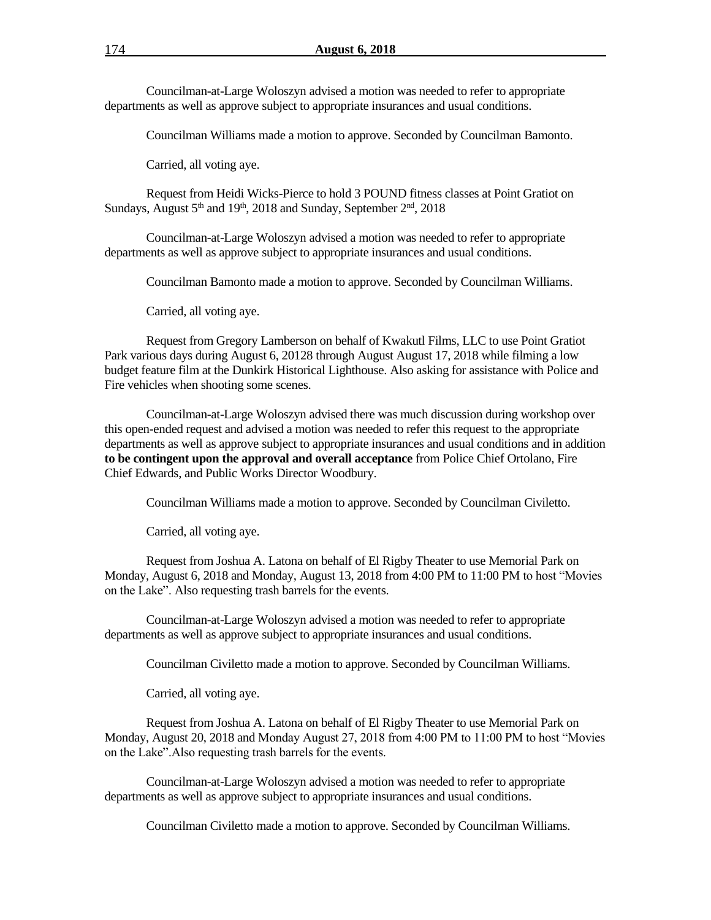Councilman-at-Large Woloszyn advised a motion was needed to refer to appropriate departments as well as approve subject to appropriate insurances and usual conditions.

Councilman Williams made a motion to approve. Seconded by Councilman Bamonto.

Carried, all voting aye.

Request from Heidi Wicks-Pierce to hold 3 POUND fitness classes at Point Gratiot on Sundays, August 5th and 19th, 2018 and Sunday, September 2nd, 2018

Councilman-at-Large Woloszyn advised a motion was needed to refer to appropriate departments as well as approve subject to appropriate insurances and usual conditions.

Councilman Bamonto made a motion to approve. Seconded by Councilman Williams.

Carried, all voting aye.

Request from Gregory Lamberson on behalf of Kwakutl Films, LLC to use Point Gratiot Park various days during August 6, 20128 through August August 17, 2018 while filming a low budget feature film at the Dunkirk Historical Lighthouse. Also asking for assistance with Police and Fire vehicles when shooting some scenes.

Councilman-at-Large Woloszyn advised there was much discussion during workshop over this open-ended request and advised a motion was needed to refer this request to the appropriate departments as well as approve subject to appropriate insurances and usual conditions and in addition **to be contingent upon the approval and overall acceptance** from Police Chief Ortolano, Fire Chief Edwards, and Public Works Director Woodbury.

Councilman Williams made a motion to approve. Seconded by Councilman Civiletto.

Carried, all voting aye.

Request from Joshua A. Latona on behalf of El Rigby Theater to use Memorial Park on Monday, August 6, 2018 and Monday, August 13, 2018 from 4:00 PM to 11:00 PM to host "Movies on the Lake". Also requesting trash barrels for the events.

Councilman-at-Large Woloszyn advised a motion was needed to refer to appropriate departments as well as approve subject to appropriate insurances and usual conditions.

Councilman Civiletto made a motion to approve. Seconded by Councilman Williams.

Carried, all voting aye.

Request from Joshua A. Latona on behalf of El Rigby Theater to use Memorial Park on Monday, August 20, 2018 and Monday August 27, 2018 from 4:00 PM to 11:00 PM to host "Movies on the Lake".Also requesting trash barrels for the events.

Councilman-at-Large Woloszyn advised a motion was needed to refer to appropriate departments as well as approve subject to appropriate insurances and usual conditions.

Councilman Civiletto made a motion to approve. Seconded by Councilman Williams.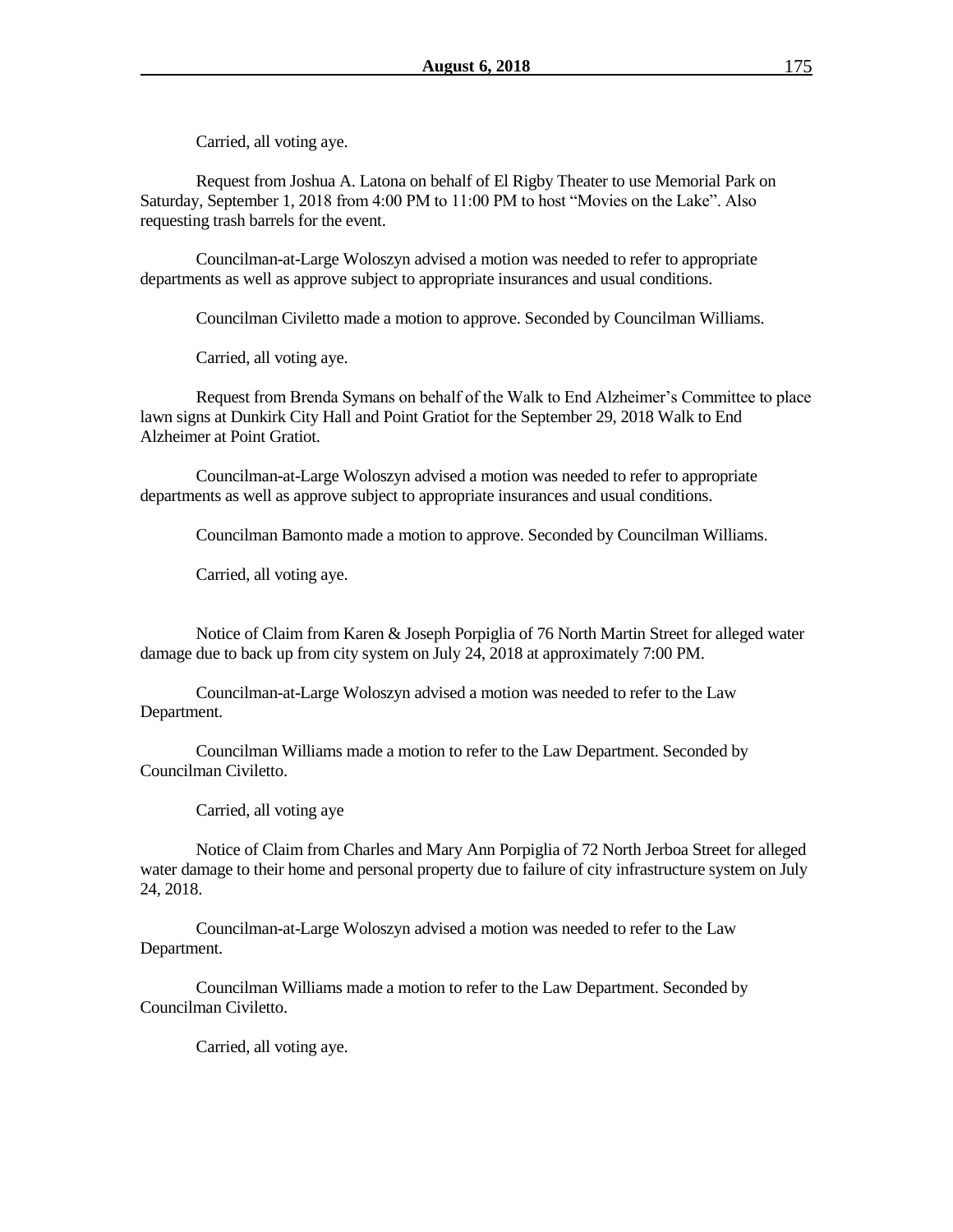Carried, all voting aye.

Request from Joshua A. Latona on behalf of El Rigby Theater to use Memorial Park on Saturday, September 1, 2018 from 4:00 PM to 11:00 PM to host "Movies on the Lake". Also requesting trash barrels for the event.

Councilman-at-Large Woloszyn advised a motion was needed to refer to appropriate departments as well as approve subject to appropriate insurances and usual conditions.

Councilman Civiletto made a motion to approve. Seconded by Councilman Williams.

Carried, all voting aye.

Request from Brenda Symans on behalf of the Walk to End Alzheimer's Committee to place lawn signs at Dunkirk City Hall and Point Gratiot for the September 29, 2018 Walk to End Alzheimer at Point Gratiot.

Councilman-at-Large Woloszyn advised a motion was needed to refer to appropriate departments as well as approve subject to appropriate insurances and usual conditions.

Councilman Bamonto made a motion to approve. Seconded by Councilman Williams.

Carried, all voting aye.

Notice of Claim from Karen & Joseph Porpiglia of 76 North Martin Street for alleged water damage due to back up from city system on July 24, 2018 at approximately 7:00 PM.

Councilman-at-Large Woloszyn advised a motion was needed to refer to the Law Department.

Councilman Williams made a motion to refer to the Law Department. Seconded by Councilman Civiletto.

Carried, all voting aye

Notice of Claim from Charles and Mary Ann Porpiglia of 72 North Jerboa Street for alleged water damage to their home and personal property due to failure of city infrastructure system on July 24, 2018.

Councilman-at-Large Woloszyn advised a motion was needed to refer to the Law Department.

Councilman Williams made a motion to refer to the Law Department. Seconded by Councilman Civiletto.

Carried, all voting aye.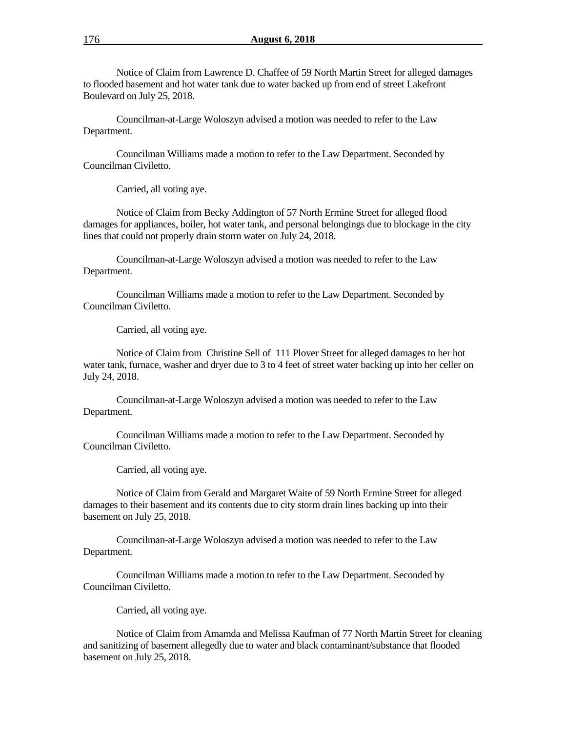Notice of Claim from Lawrence D. Chaffee of 59 North Martin Street for alleged damages to flooded basement and hot water tank due to water backed up from end of street Lakefront Boulevard on July 25, 2018.

Councilman-at-Large Woloszyn advised a motion was needed to refer to the Law Department.

Councilman Williams made a motion to refer to the Law Department. Seconded by Councilman Civiletto.

Carried, all voting aye.

Notice of Claim from Becky Addington of 57 North Ermine Street for alleged flood damages for appliances, boiler, hot water tank, and personal belongings due to blockage in the city lines that could not properly drain storm water on July 24, 2018.

Councilman-at-Large Woloszyn advised a motion was needed to refer to the Law Department.

Councilman Williams made a motion to refer to the Law Department. Seconded by Councilman Civiletto.

Carried, all voting aye.

Notice of Claim from Christine Sell of 111 Plover Street for alleged damages to her hot water tank, furnace, washer and dryer due to 3 to 4 feet of street water backing up into her celler on July 24, 2018.

Councilman-at-Large Woloszyn advised a motion was needed to refer to the Law Department.

Councilman Williams made a motion to refer to the Law Department. Seconded by Councilman Civiletto.

Carried, all voting aye.

Notice of Claim from Gerald and Margaret Waite of 59 North Ermine Street for alleged damages to their basement and its contents due to city storm drain lines backing up into their basement on July 25, 2018.

Councilman-at-Large Woloszyn advised a motion was needed to refer to the Law Department.

Councilman Williams made a motion to refer to the Law Department. Seconded by Councilman Civiletto.

Carried, all voting aye.

Notice of Claim from Amamda and Melissa Kaufman of 77 North Martin Street for cleaning and sanitizing of basement allegedly due to water and black contaminant/substance that flooded basement on July 25, 2018.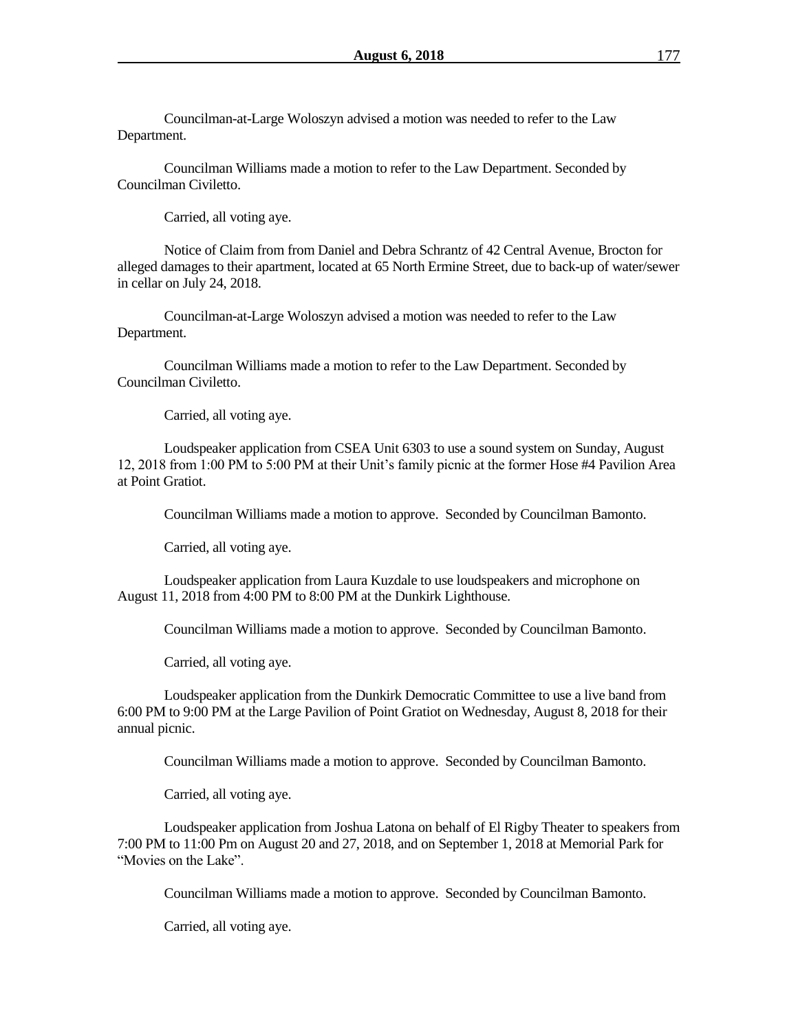Councilman-at-Large Woloszyn advised a motion was needed to refer to the Law Department.

Councilman Williams made a motion to refer to the Law Department. Seconded by Councilman Civiletto.

Carried, all voting aye.

Notice of Claim from from Daniel and Debra Schrantz of 42 Central Avenue, Brocton for alleged damages to their apartment, located at 65 North Ermine Street, due to back-up of water/sewer in cellar on July 24, 2018.

Councilman-at-Large Woloszyn advised a motion was needed to refer to the Law Department.

Councilman Williams made a motion to refer to the Law Department. Seconded by Councilman Civiletto.

Carried, all voting aye.

Loudspeaker application from CSEA Unit 6303 to use a sound system on Sunday, August 12, 2018 from 1:00 PM to 5:00 PM at their Unit's family picnic at the former Hose #4 Pavilion Area at Point Gratiot.

Councilman Williams made a motion to approve. Seconded by Councilman Bamonto.

Carried, all voting aye.

Loudspeaker application from Laura Kuzdale to use loudspeakers and microphone on August 11, 2018 from 4:00 PM to 8:00 PM at the Dunkirk Lighthouse.

Councilman Williams made a motion to approve. Seconded by Councilman Bamonto.

Carried, all voting aye.

Loudspeaker application from the Dunkirk Democratic Committee to use a live band from 6:00 PM to 9:00 PM at the Large Pavilion of Point Gratiot on Wednesday, August 8, 2018 for their annual picnic.

Councilman Williams made a motion to approve. Seconded by Councilman Bamonto.

Carried, all voting aye.

Loudspeaker application from Joshua Latona on behalf of El Rigby Theater to speakers from 7:00 PM to 11:00 Pm on August 20 and 27, 2018, and on September 1, 2018 at Memorial Park for "Movies on the Lake".

Councilman Williams made a motion to approve. Seconded by Councilman Bamonto.

Carried, all voting aye.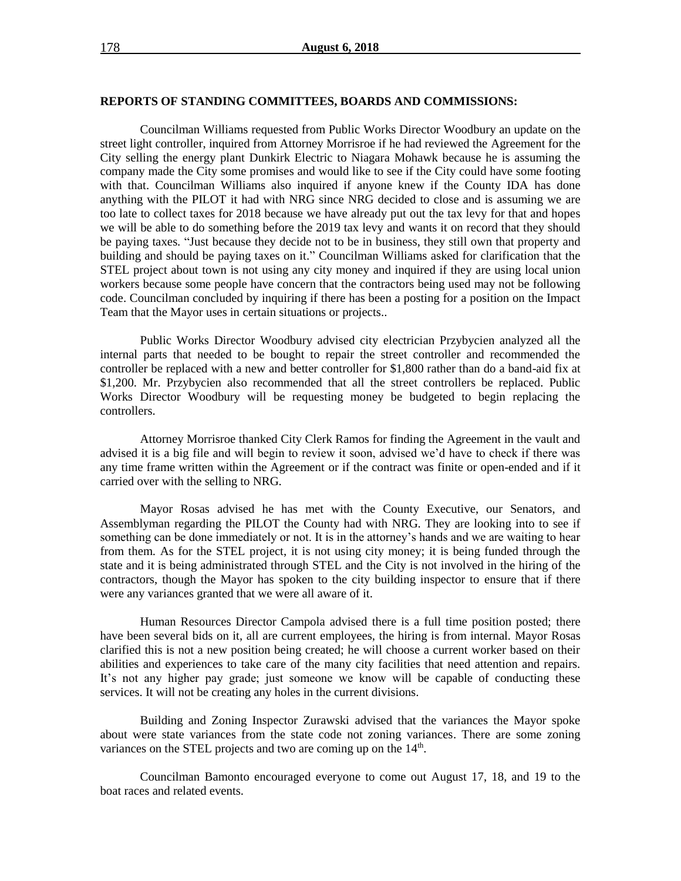**REPORTS OF STANDING COMMITTEES, BOARDS AND COMMISSIONS:**

Councilman Williams requested from Public Works Director Woodbury an update on the street light controller, inquired from Attorney Morrisroe if he had reviewed the Agreement for the City selling the energy plant Dunkirk Electric to Niagara Mohawk because he is assuming the company made the City some promises and would like to see if the City could have some footing with that. Councilman Williams also inquired if anyone knew if the County IDA has done anything with the PILOT it had with NRG since NRG decided to close and is assuming we are too late to collect taxes for 2018 because we have already put out the tax levy for that and hopes we will be able to do something before the 2019 tax levy and wants it on record that they should be paying taxes. "Just because they decide not to be in business, they still own that property and building and should be paying taxes on it." Councilman Williams asked for clarification that the STEL project about town is not using any city money and inquired if they are using local union workers because some people have concern that the contractors being used may not be following code. Councilman concluded by inquiring if there has been a posting for a position on the Impact Team that the Mayor uses in certain situations or projects..

Public Works Director Woodbury advised city electrician Przybycien analyzed all the internal parts that needed to be bought to repair the street controller and recommended the controller be replaced with a new and better controller for $1,800 rather than do a band-aid fix at $1,200. Mr. Przybycien also recommended that all the street controllers be replaced. Public Works Director Woodbury will be requesting money be budgeted to begin replacing the controllers.

Attorney Morrisroe thanked City Clerk Ramos for finding the Agreement in the vault and advised it is a big file and will begin to review it soon, advised we'd have to check if there was any time frame written within the Agreement or if the contract was finite or open-ended and if it carried over with the selling to NRG.

Mayor Rosas advised he has met with the County Executive, our Senators, and Assemblyman regarding the PILOT the County had with NRG. They are looking into to see if something can be done immediately or not. It is in the attorney's hands and we are waiting to hear from them. As for the STEL project, it is not using city money; it is being funded through the state and it is being administrated through STEL and the City is not involved in the hiring of the contractors, though the Mayor has spoken to the city building inspector to ensure that if there were any variances granted that we were all aware of it.

Human Resources Director Campola advised there is a full time position posted; there have been several bids on it, all are current employees, the hiring is from internal. Mayor Rosas clarified this is not a new position being created; he will choose a current worker based on their abilities and experiences to take care of the many city facilities that need attention and repairs. It's not any higher pay grade; just someone we know will be capable of conducting these services. It will not be creating any holes in the current divisions.

Building and Zoning Inspector Zurawski advised that the variances the Mayor spoke about were state variances from the state code not zoning variances. There are some zoning variances on the STEL projects and two are coming up on the 14th.

Councilman Bamonto encouraged everyone to come out August 17, 18, and 19 to the boat races and related events.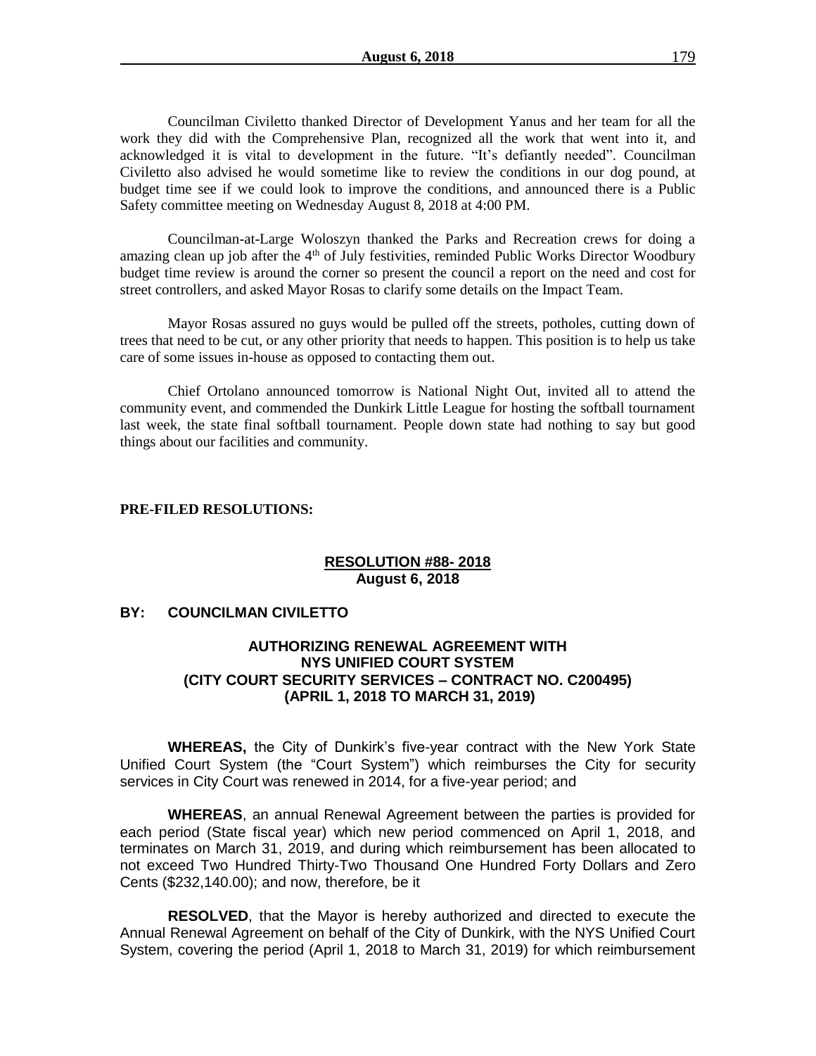Councilman Civiletto thanked Director of Development Yanus and her team for all the work they did with the Comprehensive Plan, recognized all the work that went into it, and acknowledged it is vital to development in the future. "It's defiantly needed". Councilman Civiletto also advised he would sometime like to review the conditions in our dog pound, at budget time see if we could look to improve the conditions, and announced there is a Public Safety committee meeting on Wednesday August 8, 2018 at 4:00 PM.

Councilman-at-Large Woloszyn thanked the Parks and Recreation crews for doing a amazing clean up job after the 4th of July festivities, reminded Public Works Director Woodbury budget time review is around the corner so present the council a report on the need and cost for street controllers, and asked Mayor Rosas to clarify some details on the Impact Team.

Mayor Rosas assured no guys would be pulled off the streets, potholes, cutting down of trees that need to be cut, or any other priority that needs to happen. This position is to help us take care of some issues in-house as opposed to contacting them out.

Chief Ortolano announced tomorrow is National Night Out, invited all to attend the community event, and commended the Dunkirk Little League for hosting the softball tournament last week, the state final softball tournament. People down state had nothing to say but good things about our facilities and community.

**PRE-FILED RESOLUTIONS:**

**RESOLUTION #88- 2018**
**August 6, 2018**

**BY: COUNCILMAN CIVILETTO**

**AUTHORIZING RENEWAL AGREEMENT WITH NYS UNIFIED COURT SYSTEM (CITY COURT SECURITY SERVICES – CONTRACT NO. C200495) (APRIL 1, 2018 TO MARCH 31, 2019)**

**WHEREAS,** the City of Dunkirk's five-year contract with the New York State Unified Court System (the "Court System") which reimburses the City for security services in City Court was renewed in 2014, for a five-year period; and

**WHEREAS**, an annual Renewal Agreement between the parties is provided for each period (State fiscal year) which new period commenced on April 1, 2018, and terminates on March 31, 2019, and during which reimbursement has been allocated to not exceed Two Hundred Thirty-Two Thousand One Hundred Forty Dollars and Zero Cents ($232,140.00); and now, therefore, be it

**RESOLVED**, that the Mayor is hereby authorized and directed to execute the Annual Renewal Agreement on behalf of the City of Dunkirk, with the NYS Unified Court System, covering the period (April 1, 2018 to March 31, 2019) for which reimbursement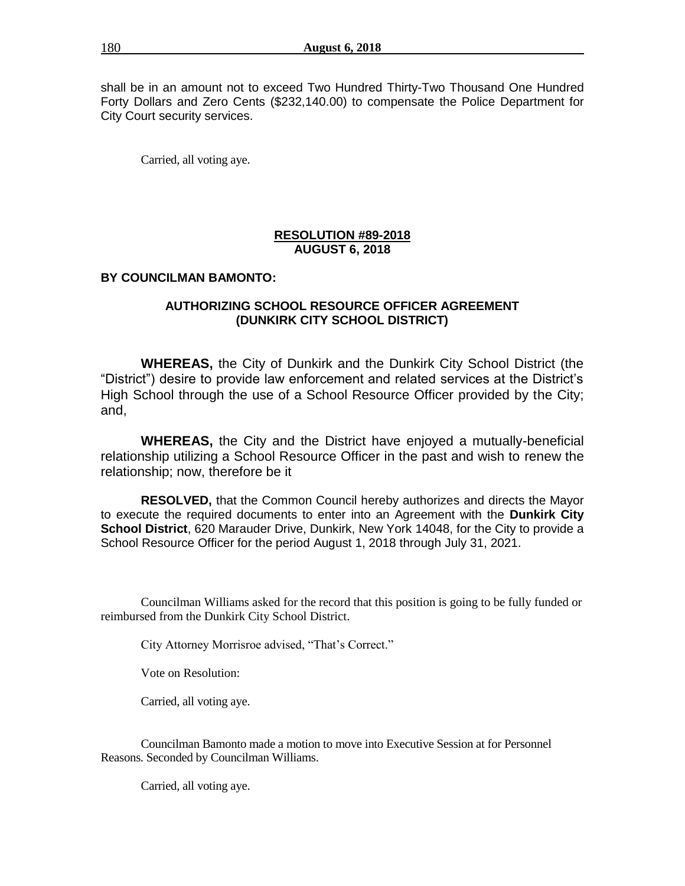shall be in an amount not to exceed Two Hundred Thirty-Two Thousand One Hundred Forty Dollars and Zero Cents ($232,140.00) to compensate the Police Department for City Court security services.

Carried, all voting aye.

**RESOLUTION #89-2018**
**AUGUST 6, 2018**

**BY COUNCILMAN BAMONTO:**

**AUTHORIZING SCHOOL RESOURCE OFFICER AGREEMENT (DUNKIRK CITY SCHOOL DISTRICT)**

**WHEREAS,** the City of Dunkirk and the Dunkirk City School District (the "District") desire to provide law enforcement and related services at the District's High School through the use of a School Resource Officer provided by the City; and,

**WHEREAS,** the City and the District have enjoyed a mutually-beneficial relationship utilizing a School Resource Officer in the past and wish to renew the relationship; now, therefore be it

**RESOLVED,** that the Common Council hereby authorizes and directs the Mayor to execute the required documents to enter into an Agreement with the **Dunkirk City School District**, 620 Marauder Drive, Dunkirk, New York 14048, for the City to provide a School Resource Officer for the period August 1, 2018 through July 31, 2021.

Councilman Williams asked for the record that this position is going to be fully funded or reimbursed from the Dunkirk City School District.

City Attorney Morrisroe advised, "That's Correct."

Vote on Resolution:

Carried, all voting aye.

Councilman Bamonto made a motion to move into Executive Session at for Personnel Reasons. Seconded by Councilman Williams.

Carried, all voting aye.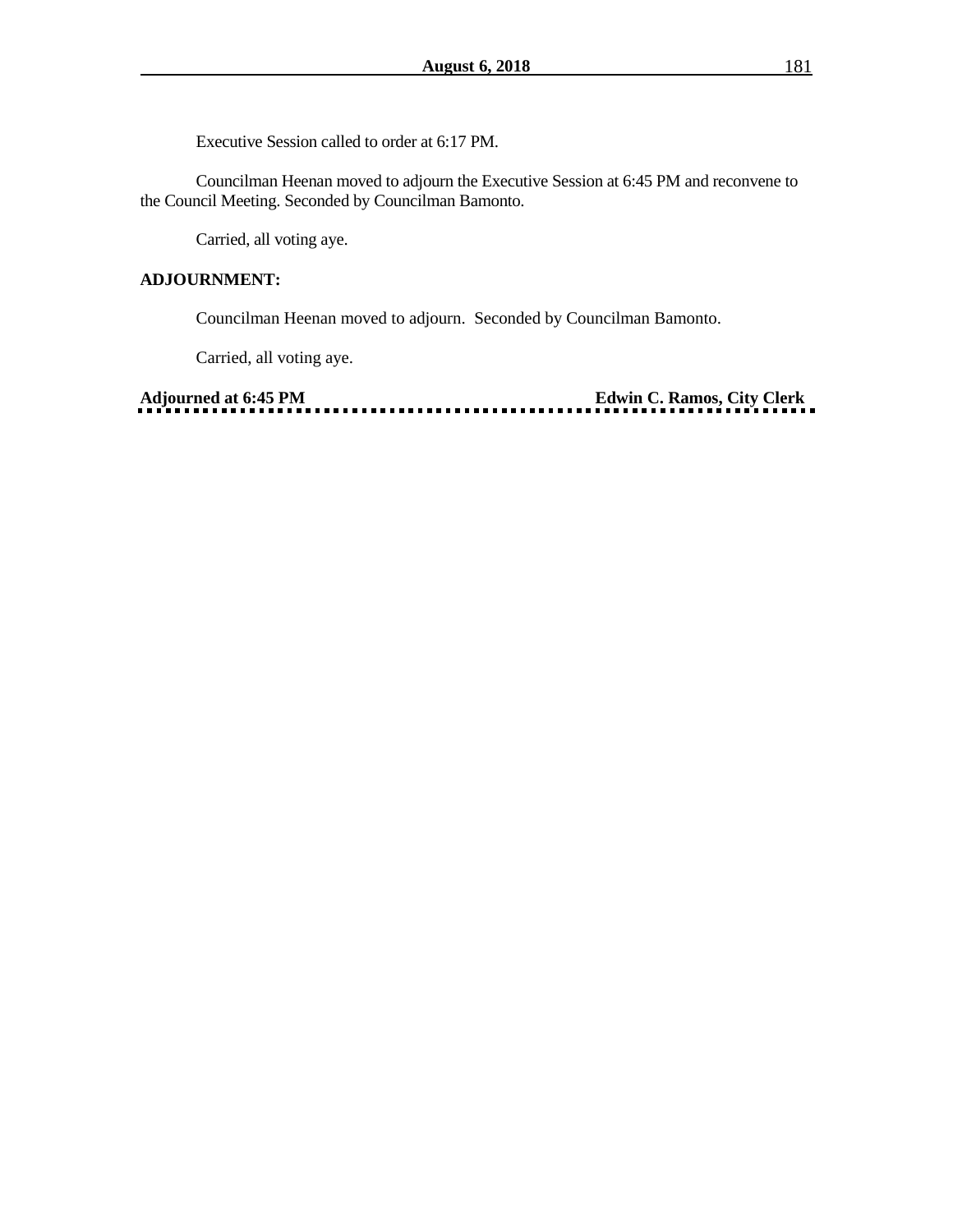Executive Session called to order at 6:17 PM.

Councilman Heenan moved to adjourn the Executive Session at 6:45 PM and reconvene to the Council Meeting. Seconded by Councilman Bamonto.

Carried, all voting aye.

**ADJOURNMENT:**

Councilman Heenan moved to adjourn. Seconded by Councilman Bamonto.

Carried, all voting aye.

**Adjourned at 6:45 PM** **Edwin C. Ramos, City Clerk**